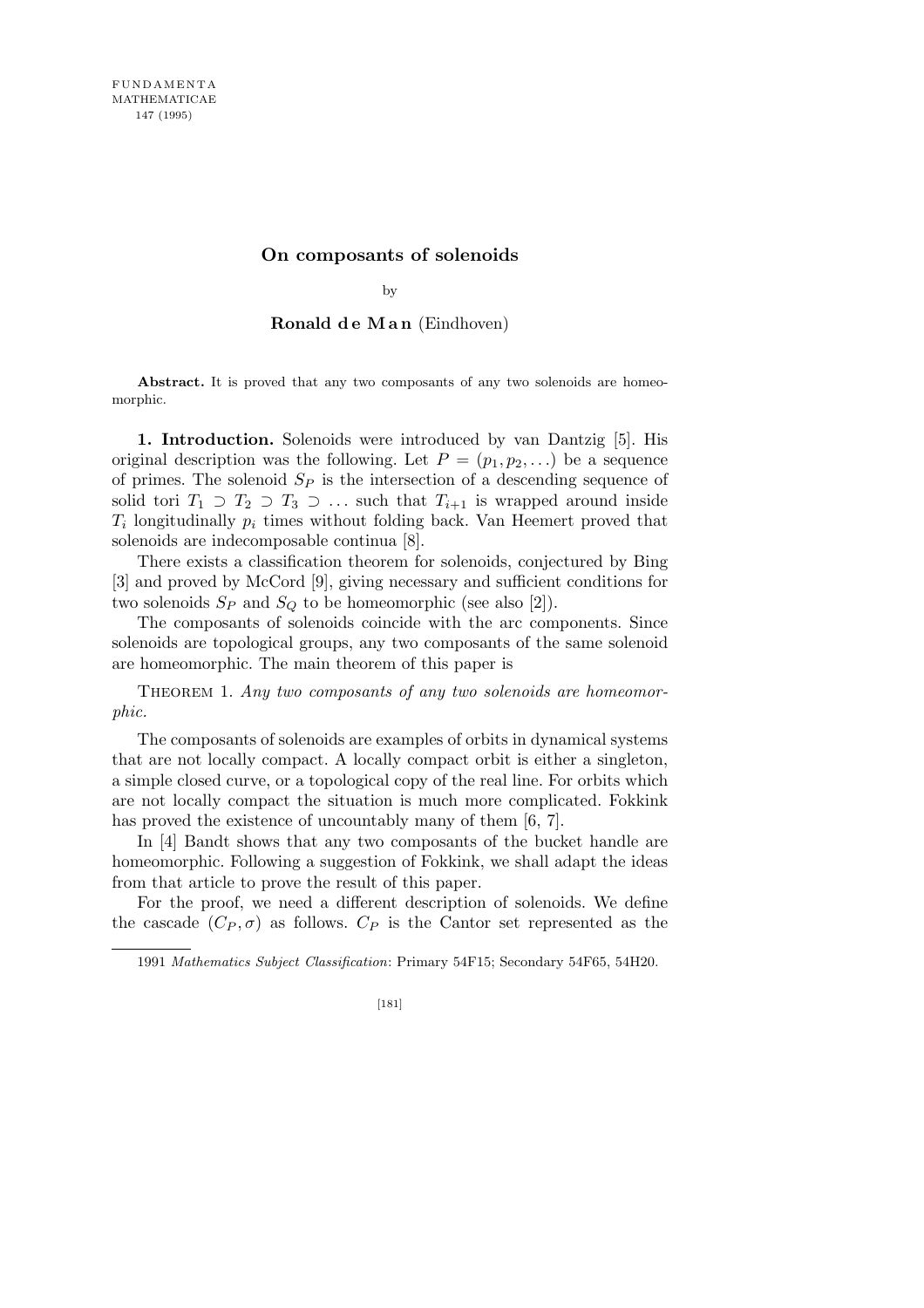# On composants of solenoids

by

**Ronald de Man** (Eindhoven)

**Abstract.** It is proved that any two composants of any two solenoids are homeomorphic.

**1. Introduction.** Solenoids were introduced by van Dantzig [5]. His original description was the following. Let $P = (p_1, p_2, \ldots)$ be a sequence of primes. The solenoid $S_P$ is the intersection of a descending sequence of solid tori $T_1 \supset T_2 \supset T_3 \supset \ldots$ such that $T_{i+1}$ is wrapped around inside $T_i$ longitudinally $p_i$ times without folding back. Van Heemert proved that solenoids are indecomposable continua [8].

There exists a classification theorem for solenoids, conjectured by Bing [3] and proved by McCord [9], giving necessary and sufficient conditions for two solenoids $S_P$ and $S_Q$ to be homeomorphic (see also [2]).

The composants of solenoids coincide with the arc components. Since solenoids are topological groups, any two composants of the same solenoid are homeomorphic. The main theorem of this paper is

Theorem 1. *Any two composants of any two solenoids are homeomorphic.*

The composants of solenoids are examples of orbits in dynamical systems that are not locally compact. A locally compact orbit is either a singleton, a simple closed curve, or a topological copy of the real line. For orbits which are not locally compact the situation is much more complicated. Fokkink has proved the existence of uncountably many of them [6, 7].

In [4] Bandt shows that any two composants of the bucket handle are homeomorphic. Following a suggestion of Fokkink, we shall adapt the ideas from that article to prove the result of this paper.

For the proof, we need a different description of solenoids. We define the cascade $(C_P, \sigma)$ as follows. $C_P$ is the Cantor set represented as the

1991 *Mathematics Subject Classification*: Primary 54F15; Secondary 54F65, 54H20.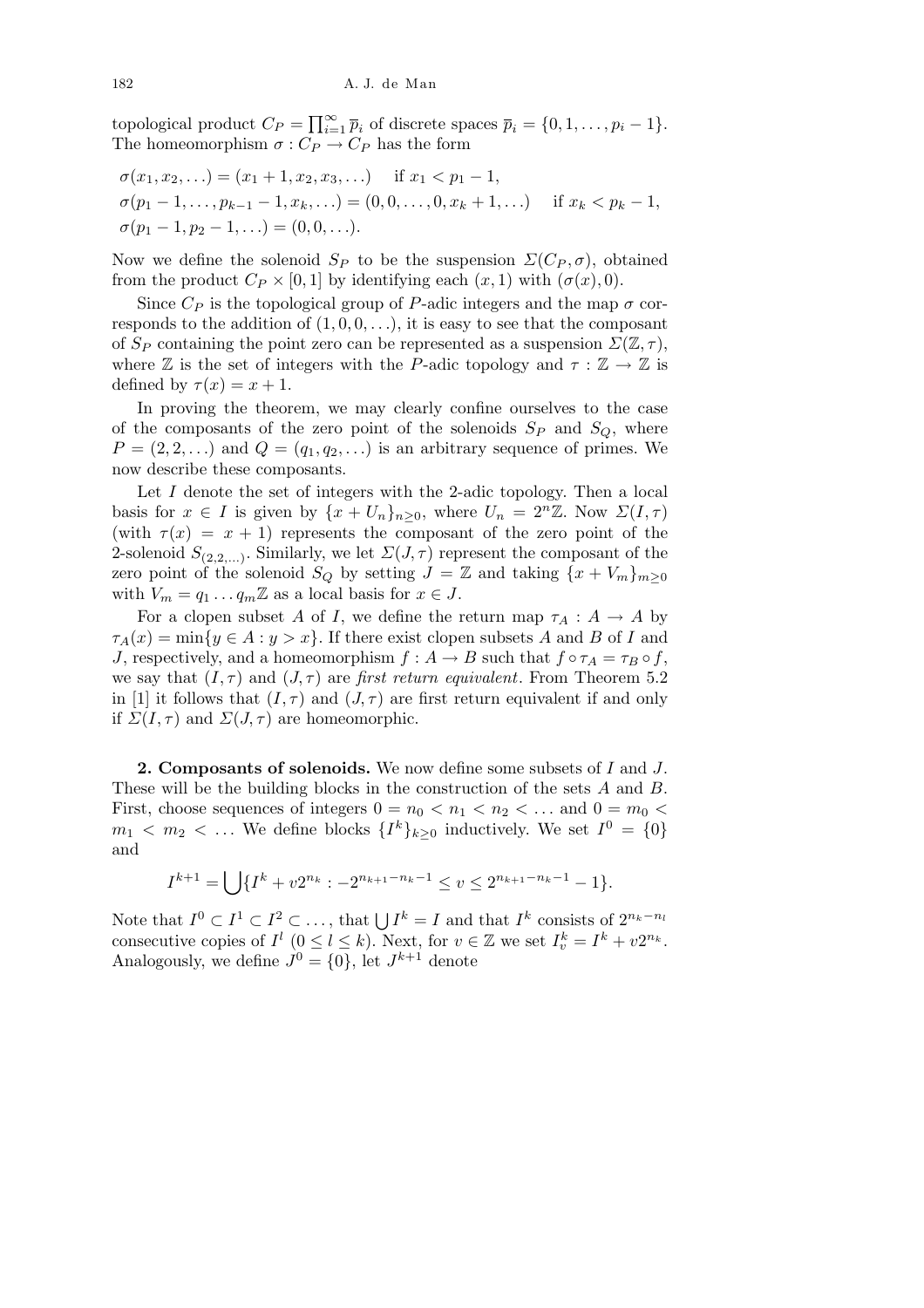topological product $C_P = \prod_{i=1}^{\infty} \overline{p}_i$ of discrete spaces $\overline{p}_i = \{0, 1, \ldots, p_i - 1\}$. The homeomorphism $\sigma : C_P \to C_P$ has the form

$$\sigma(x_1, x_2, \ldots) = (x_1 + 1, x_2, x_3, \ldots) \quad \text{if } x_1 < p_1 - 1,$$
$$\sigma(p_1 - 1, \ldots, p_{k-1} - 1, x_k, \ldots) = (0, 0, \ldots, 0, x_k + 1, \ldots) \quad \text{if } x_k < p_k - 1,$$
$$\sigma(p_1 - 1, p_2 - 1, \ldots) = (0, 0, \ldots).$$

Now we define the solenoid $S_P$ to be the suspension $\Sigma(C_P, \sigma)$, obtained from the product $C_P \times [0, 1]$ by identifying each $(x, 1)$ with $(\sigma(x), 0)$.

Since $C_P$ is the topological group of $P$-adic integers and the map $\sigma$ corresponds to the addition of $(1, 0, 0, \ldots)$, it is easy to see that the composant of $S_P$ containing the point zero can be represented as a suspension $\Sigma(\mathbb{Z}, \tau)$, where $\mathbb{Z}$ is the set of integers with the $P$-adic topology and $\tau : \mathbb{Z} \to \mathbb{Z}$ is defined by $\tau(x) = x + 1$.

In proving the theorem, we may clearly confine ourselves to the case of the composants of the zero point of the solenoids $S_P$ and $S_Q$, where $P = (2, 2, \ldots)$ and $Q = (q_1, q_2, \ldots)$ is an arbitrary sequence of primes. We now describe these composants.

Let $I$ denote the set of integers with the 2-adic topology. Then a local basis for $x \in I$ is given by $\{x + U_n\}_{n \geq 0}$, where $U_n = 2^n \mathbb{Z}$. Now $\Sigma(I, \tau)$ (with $\tau(x) = x + 1$) represents the composant of the zero point of the 2-solenoid $S_{(2,2,\ldots)}$. Similarly, we let $\Sigma(J, \tau)$ represent the composant of the zero point of the solenoid $S_Q$ by setting $J = \mathbb{Z}$ and taking $\{x + V_m\}_{m \geq 0}$ with $V_m = q_1 \ldots q_m \mathbb{Z}$ as a local basis for $x \in J$.

For a clopen subset $A$ of $I$, we define the return map $\tau_A : A \to A$ by $\tau_A(x) = \min\{y \in A : y > x\}$. If there exist clopen subsets $A$ and $B$ of $I$ and $J$, respectively, and a homeomorphism $f : A \to B$ such that $f \circ \tau_A = \tau_B \circ f$, we say that $(I, \tau)$ and $(J, \tau)$ are *first return equivalent*. From Theorem 5.2 in [1] it follows that $(I, \tau)$ and $(J, \tau)$ are first return equivalent if and only if $\Sigma(I, \tau)$ and $\Sigma(J, \tau)$ are homeomorphic.

**2. Composants of solenoids.** We now define some subsets of $I$ and $J$. These will be the building blocks in the construction of the sets $A$ and $B$. First, choose sequences of integers $0 = n_0 < n_1 < n_2 < \ldots$ and $0 = m_0 < m_1 < m_2 < \ldots$ We define blocks $\{I^k\}_{k \geq 0}$ inductively. We set $I^0 = \{0\}$ and

$$I^{k+1} = \bigcup \{I^k + v 2^{n_k} : -2^{n_{k+1} - n_k - 1} \leq v \leq 2^{n_{k+1} - n_k - 1} - 1\}.$$

Note that $I^0 \subset I^1 \subset I^2 \subset \ldots$, that $\bigcup I^k = I$ and that $I^k$ consists of $2^{n_k - n_l}$ consecutive copies of $I^l$ $(0 \leq l \leq k)$. Next, for $v \in \mathbb{Z}$ we set $I_v^k = I^k + v 2^{n_k}$. Analogously, we define $J^0 = \{0\}$, let $J^{k+1}$ denote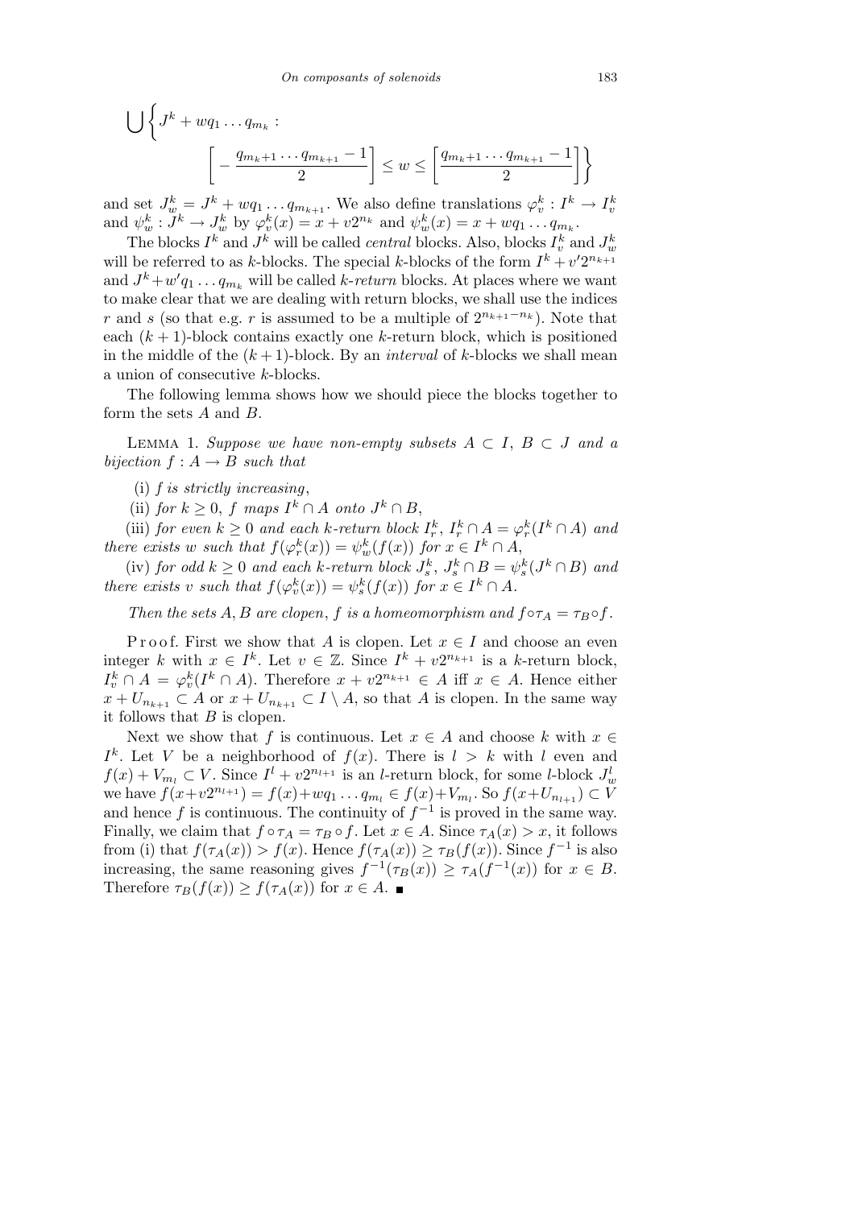$$\bigcup \left\{ J^k + wq_1 \dots q_{m_k} : \left[ -\frac{q_{m_k+1} \dots q_{m_{k+1}} - 1}{2} \right] \le w \le \left[ \frac{q_{m_k+1} \dots q_{m_{k+1}} - 1}{2} \right] \right\}$$

and set $J^k_w = J^k + wq_1 \dots q_{m_{k+1}}$. We also define translations $\varphi^k_v : I^k \to I^k_v$ and $\psi^k_w : J^k \to J^k_w$ by $\varphi^k_v(x) = x + v2^{n_k}$ and $\psi^k_w(x) = x + wq_1 \dots q_{m_k}$.

The blocks $I^k$ and $J^k$ will be called *central* blocks. Also, blocks $I^k_v$ and $J^k_w$ will be referred to as $k$-blocks. The special $k$-blocks of the form $I^k + v'2^{n_{k+1}}$ and $J^k + w'q_1 \dots q_{m_k}$ will be called *$k$-return* blocks. At places where we want to make clear that we are dealing with return blocks, we shall use the indices $r$ and $s$ (so that e.g. $r$ is assumed to be a multiple of $2^{n_{k+1}-n_k}$). Note that each $(k+1)$-block contains exactly one $k$-return block, which is positioned in the middle of the $(k+1)$-block. By an *interval* of $k$-blocks we shall mean a union of consecutive $k$-blocks.

The following lemma shows how we should piece the blocks together to form the sets $A$ and $B$.

Lemma 1. *Suppose we have non-empty subsets $A \subset I$, $B \subset J$ and a bijection $f : A \to B$ such that*

(i) *$f$ is strictly increasing*,

(ii) *for $k \ge 0$, $f$ maps $I^k \cap A$ onto $J^k \cap B$*,

(iii) *for even $k \ge 0$ and each $k$-return block $I^k_r$, $I^k_r \cap A = \varphi^k_r(I^k \cap A)$ and there exists $w$ such that $f(\varphi^k_r(x)) = \psi^k_w(f(x))$ for $x \in I^k \cap A$*,

(iv) *for odd $k \ge 0$ and each $k$-return block $J^k_s$, $J^k_s \cap B = \psi^k_s(J^k \cap B)$ and there exists $v$ such that $f(\varphi^k_v(x)) = \psi^k_s(f(x))$ for $x \in I^k \cap A$.*

*Then the sets $A, B$ are clopen, $f$ is a homeomorphism and $f \circ \tau_A = \tau_B \circ f$.*

Proof. First we show that $A$ is clopen. Let $x \in I$ and choose an even integer $k$ with $x \in I^k$. Let $v \in \mathbb{Z}$. Since $I^k + v2^{n_{k+1}}$ is a $k$-return block, $I^k_v \cap A = \varphi^k_v(I^k \cap A)$. Therefore $x + v2^{n_{k+1}} \in A$ iff $x \in A$. Hence either $x + U_{n_{k+1}} \subset A$ or $x + U_{n_{k+1}} \subset I \setminus A$, so that $A$ is clopen. In the same way it follows that $B$ is clopen.

Next we show that $f$ is continuous. Let $x \in A$ and choose $k$ with $x \in I^k$. Let $V$ be a neighborhood of $f(x)$. There is $l > k$ with $l$ even and $f(x) + V_{m_l} \subset V$. Since $I^l + v2^{n_{l+1}}$ is an $l$-return block, for some $l$-block $J^l_w$ we have $f(x + v2^{n_{l+1}}) = f(x) + wq_1 \dots q_{m_l} \in f(x) + V_{m_l}$. So $f(x + U_{n_{l+1}}) \subset V$ and hence $f$ is continuous. The continuity of $f^{-1}$ is proved in the same way. Finally, we claim that $f \circ \tau_A = \tau_B \circ f$. Let $x \in A$. Since $\tau_A(x) > x$, it follows from (i) that $f(\tau_A(x)) > f(x)$. Hence $f(\tau_A(x)) \ge \tau_B(f(x))$. Since $f^{-1}$ is also increasing, the same reasoning gives $f^{-1}(\tau_B(x)) \ge \tau_A(f^{-1}(x))$ for $x \in B$. Therefore $\tau_B(f(x)) \ge f(\tau_A(x))$ for $x \in A$. ∎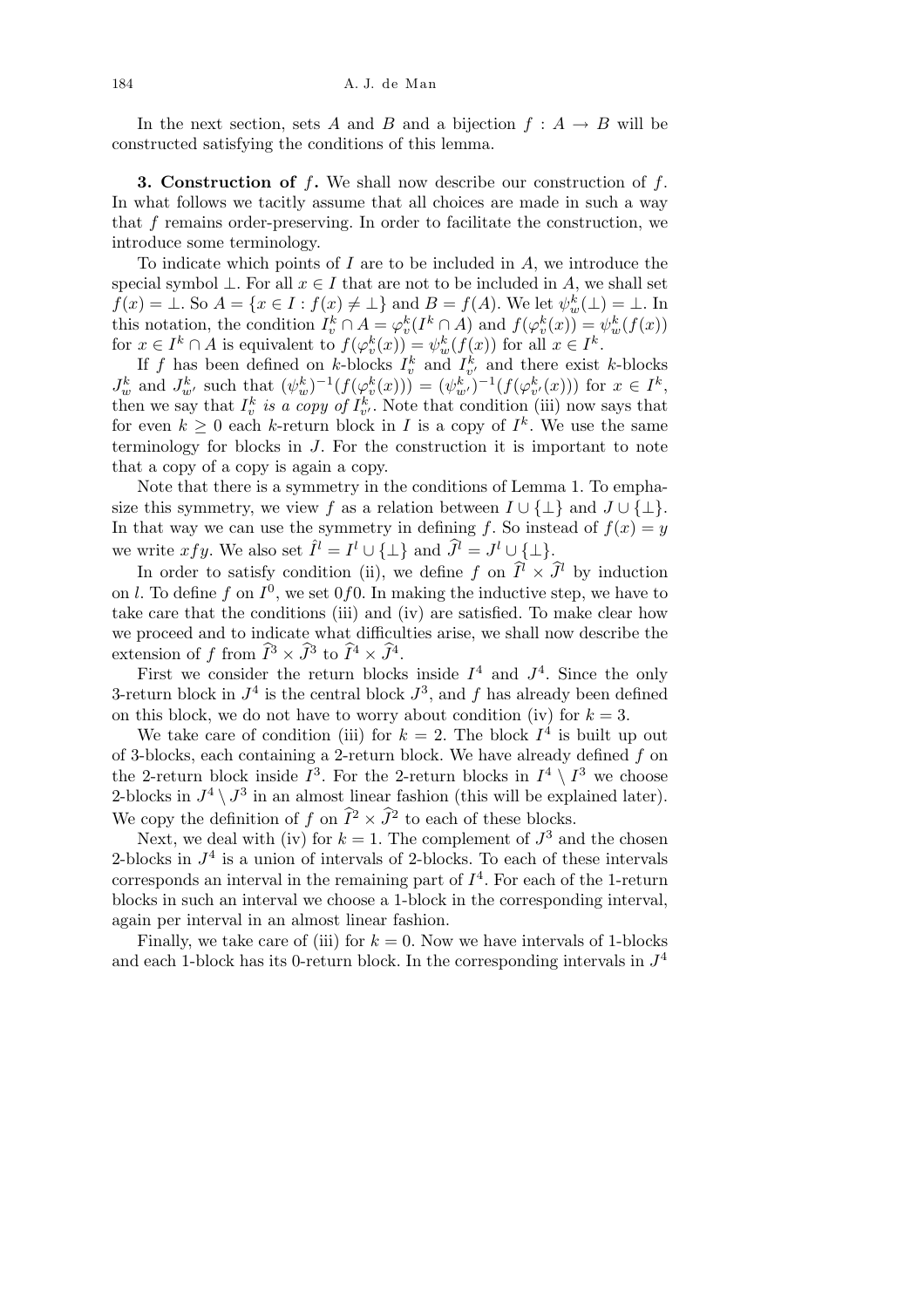In the next section, sets $A$ and $B$ and a bijection $f : A \to B$ will be constructed satisfying the conditions of this lemma.

**3. Construction of $f$.** We shall now describe our construction of $f$. In what follows we tacitly assume that all choices are made in such a way that $f$ remains order-preserving. In order to facilitate the construction, we introduce some terminology.

To indicate which points of $I$ are to be included in $A$, we introduce the special symbol $\perp$. For all $x \in I$ that are not to be included in $A$, we shall set $f(x) = \perp$. So $A = \{x \in I : f(x) \neq \perp\}$ and $B = f(A)$. We let $\psi_w^k(\perp) = \perp$. In this notation, the condition $I_v^k \cap A = \varphi_v^k(I^k \cap A)$ and $f(\varphi_v^k(x)) = \psi_w^k(f(x))$ for $x \in I^k \cap A$ is equivalent to $f(\varphi_v^k(x)) = \psi_w^k(f(x))$ for all $x \in I^k$.

If $f$ has been defined on $k$-blocks $I_v^k$ and $I_{v'}^k$ and there exist $k$-blocks $J_w^k$ and $J_{w'}^k$ such that $(\psi_w^k)^{-1}(f(\varphi_v^k(x))) = (\psi_{w'}^k)^{-1}(f(\varphi_{v'}^k(x)))$ for $x \in I^k$, then we say that $I_v^k$ *is a copy of* $I_{v'}^k$. Note that condition (iii) now says that for even $k \geq 0$ each $k$-return block in $I$ is a copy of $I^k$. We use the same terminology for blocks in $J$. For the construction it is important to note that a copy of a copy is again a copy.

Note that there is a symmetry in the conditions of Lemma 1. To emphasize this symmetry, we view $f$ as a relation between $I \cup \{\perp\}$ and $J \cup \{\perp\}$. In that way we can use the symmetry in defining $f$. So instead of $f(x) = y$ we write $xfy$. We also set $\widehat{I}^l = I^l \cup \{\perp\}$ and $\widehat{J}^l = J^l \cup \{\perp\}$.

In order to satisfy condition (ii), we define $f$ on $\widehat{I}^l \times \widehat{J}^l$ by induction on $l$. To define $f$ on $I^0$, we set $0f0$. In making the inductive step, we have to take care that the conditions (iii) and (iv) are satisfied. To make clear how we proceed and to indicate what difficulties arise, we shall now describe the extension of $f$ from $\widehat{I}^3 \times \widehat{J}^3$ to $\widehat{I}^4 \times \widehat{J}^4$.

First we consider the return blocks inside $I^4$ and $J^4$. Since the only 3-return block in $J^4$ is the central block $J^3$, and $f$ has already been defined on this block, we do not have to worry about condition (iv) for $k = 3$.

We take care of condition (iii) for $k = 2$. The block $I^4$ is built up out of 3-blocks, each containing a 2-return block. We have already defined $f$ on the 2-return block inside $I^3$. For the 2-return blocks in $I^4 \setminus I^3$ we choose 2-blocks in $J^4 \setminus J^3$ in an almost linear fashion (this will be explained later). We copy the definition of $f$ on $\widehat{I}^2 \times \widehat{J}^2$ to each of these blocks.

Next, we deal with (iv) for $k = 1$. The complement of $J^3$ and the chosen 2-blocks in $J^4$ is a union of intervals of 2-blocks. To each of these intervals corresponds an interval in the remaining part of $I^4$. For each of the 1-return blocks in such an interval we choose a 1-block in the corresponding interval, again per interval in an almost linear fashion.

Finally, we take care of (iii) for $k = 0$. Now we have intervals of 1-blocks and each 1-block has its 0-return block. In the corresponding intervals in $J^4$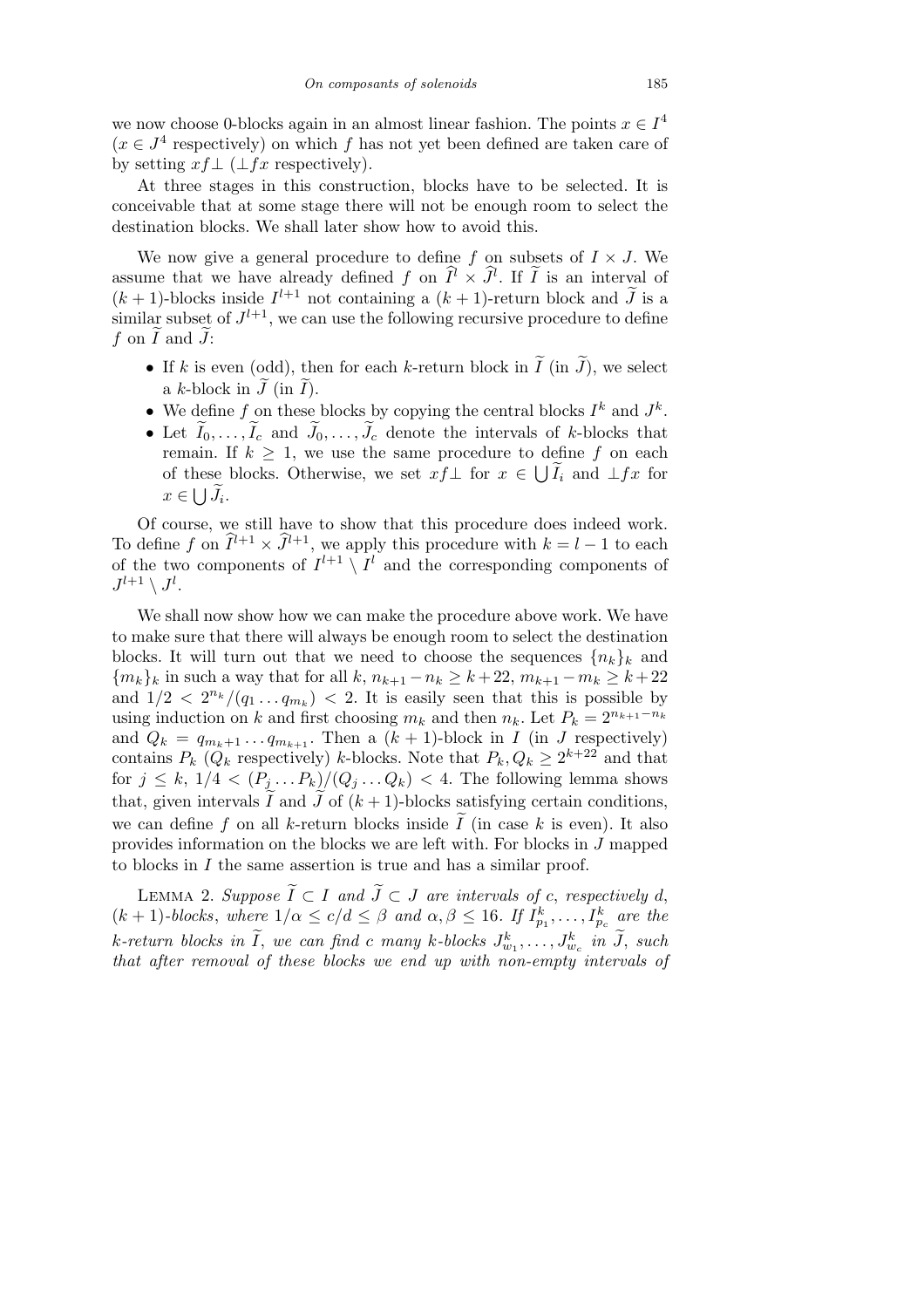we now choose 0-blocks again in an almost linear fashion. The points $x \in I^4$ ($x \in J^4$ respectively) on which $f$ has not yet been defined are taken care of by setting $xf\perp$ ($\perp fx$ respectively).

At three stages in this construction, blocks have to be selected. It is conceivable that at some stage there will not be enough room to select the destination blocks. We shall later show how to avoid this.

We now give a general procedure to define $f$ on subsets of $I \times J$. We assume that we have already defined $f$ on $\widehat{I}^l \times \widehat{J}^l$. If $\widetilde{I}$ is an interval of $(k+1)$-blocks inside $I^{l+1}$ not containing a $(k+1)$-return block and $\widetilde{J}$ is a similar subset of $J^{l+1}$, we can use the following recursive procedure to define $f$ on $\widetilde{I}$ and $\widetilde{J}$:

- If $k$ is even (odd), then for each $k$-return block in $\widetilde{I}$ (in $\widetilde{J}$), we select a $k$-block in $\widetilde{J}$ (in $\widetilde{I}$).
- We define $f$ on these blocks by copying the central blocks $I^k$ and $J^k$.
- Let $\widetilde{I}_0, \ldots, \widetilde{I}_c$ and $\widetilde{J}_0, \ldots, \widetilde{J}_c$ denote the intervals of $k$-blocks that remain. If $k \geq 1$, we use the same procedure to define $f$ on each of these blocks. Otherwise, we set $xf\perp$ for $x \in \bigcup \widetilde{I}_i$ and $\perp fx$ for $x \in \bigcup \widetilde{J}_i$.

Of course, we still have to show that this procedure does indeed work. To define $f$ on $\widehat{I}^{l+1} \times \widehat{J}^{l+1}$, we apply this procedure with $k = l-1$ to each of the two components of $I^{l+1} \setminus I^l$ and the corresponding components of $J^{l+1} \setminus J^l$.

We shall now show how we can make the procedure above work. We have to make sure that there will always be enough room to select the destination blocks. It will turn out that we need to choose the sequences $\{n_k\}_k$ and $\{m_k\}_k$ in such a way that for all $k$, $n_{k+1} - n_k \geq k + 22$, $m_{k+1} - m_k \geq k + 22$ and $1/2 < 2^{n_k}/(q_1 \ldots q_{m_k}) < 2$. It is easily seen that this is possible by using induction on $k$ and first choosing $m_k$ and then $n_k$. Let $P_k = 2^{n_{k+1} - n_k}$ and $Q_k = q_{m_k+1} \ldots q_{m_{k+1}}$. Then a $(k+1)$-block in $I$ (in $J$ respectively) contains $P_k$ ($Q_k$ respectively) $k$-blocks. Note that $P_k, Q_k \geq 2^{k+22}$ and that for $j \leq k$, $1/4 < (P_j \ldots P_k)/(Q_j \ldots Q_k) < 4$. The following lemma shows that, given intervals $\widetilde{I}$ and $\widetilde{J}$ of $(k+1)$-blocks satisfying certain conditions, we can define $f$ on all $k$-return blocks inside $\widetilde{I}$ (in case $k$ is even). It also provides information on the blocks we are left with. For blocks in $J$ mapped to blocks in $I$ the same assertion is true and has a similar proof.

Lemma 2. *Suppose $\widetilde{I} \subset I$ and $\widetilde{J} \subset J$ are intervals of $c$, respectively $d$, $(k+1)$-blocks, where $1/\alpha \leq c/d \leq \beta$ and $\alpha, \beta \leq 16$. If $I^k_{p_1}, \ldots, I^k_{p_c}$ are the $k$-return blocks in $\widetilde{I}$, we can find $c$ many $k$-blocks $J^k_{w_1}, \ldots, J^k_{w_c}$ in $\widetilde{J}$, such that after removal of these blocks we end up with non-empty intervals of*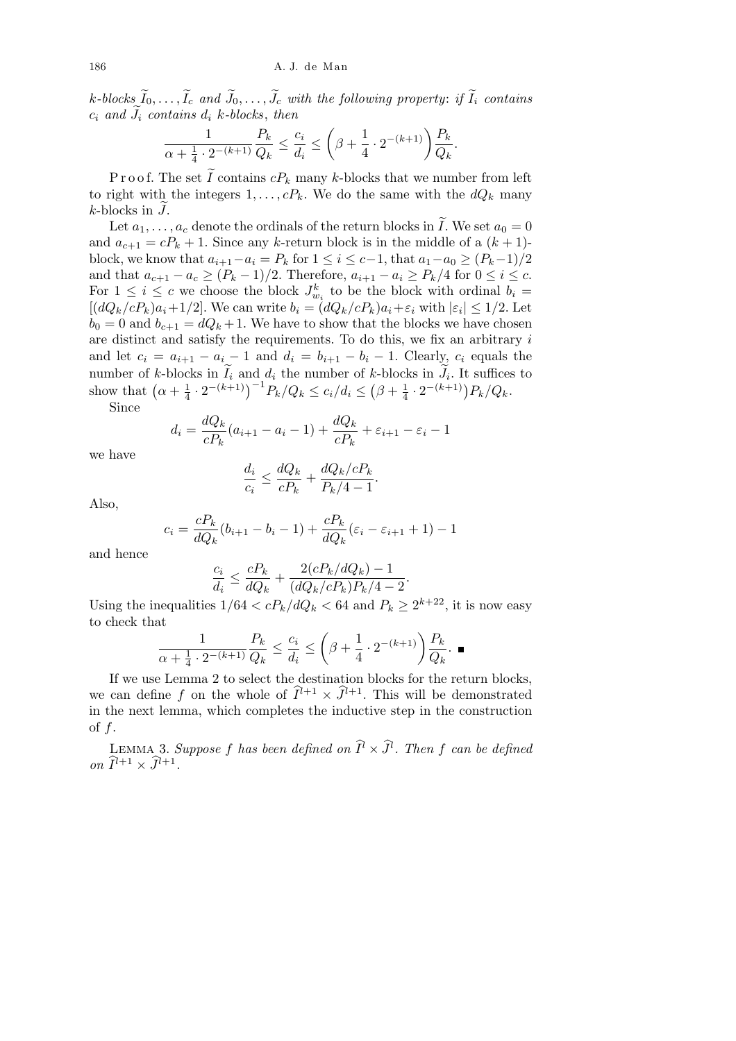*$k$-blocks $\widetilde{I}_0, \ldots, \widetilde{I}_c$ and $\widetilde{J}_0, \ldots, \widetilde{J}_c$ with the following property*: *if $\widetilde{I}_i$ contains $c_i$ and $\widetilde{J}_i$ contains $d_i$ $k$-blocks*, *then*

$$\frac{1}{\alpha + \frac{1}{4} \cdot 2^{-(k+1)}} \frac{P_k}{Q_k} \le \frac{c_i}{d_i} \le \left(\beta + \frac{1}{4} \cdot 2^{-(k+1)}\right) \frac{P_k}{Q_k}.$$

Proof. The set $\widetilde{I}$ contains $cP_k$ many $k$-blocks that we number from left to right with the integers $1, \ldots, cP_k$. We do the same with the $dQ_k$ many $k$-blocks in $\widetilde{J}$.

Let $a_1, \ldots, a_c$ denote the ordinals of the return blocks in $\widetilde{I}$. We set $a_0 = 0$ and $a_{c+1} = cP_k + 1$. Since any $k$-return block is in the middle of a $(k+1)$-block, we know that $a_{i+1} - a_i = P_k$ for $1 \le i \le c-1$, that $a_1 - a_0 \ge (P_k - 1)/2$ and that $a_{c+1} - a_c \ge (P_k - 1)/2$. Therefore, $a_{i+1} - a_i \ge P_k/4$ for $0 \le i \le c$. For $1 \le i \le c$ we choose the block $J^k_{w_i}$ to be the block with ordinal $b_i = [(dQ_k/cP_k)a_i + 1/2]$. We can write $b_i = (dQ_k/cP_k)a_i + \varepsilon_i$ with $|\varepsilon_i| \le 1/2$. Let $b_0 = 0$ and $b_{c+1} = dQ_k + 1$. We have to show that the blocks we have chosen are distinct and satisfy the requirements. To do this, we fix an arbitrary $i$ and let $c_i = a_{i+1} - a_i - 1$ and $d_i = b_{i+1} - b_i - 1$. Clearly, $c_i$ equals the number of $k$-blocks in $\widetilde{I}_i$ and $d_i$ the number of $k$-blocks in $\widetilde{J}_i$. It suffices to show that $\left(\alpha + \frac{1}{4} \cdot 2^{-(k+1)}\right)^{-1} P_k/Q_k \le c_i/d_i \le \left(\beta + \frac{1}{4} \cdot 2^{-(k+1)}\right) P_k/Q_k$.

Since

$$d_i = \frac{dQ_k}{cP_k}(a_{i+1} - a_i - 1) + \frac{dQ_k}{cP_k} + \varepsilon_{i+1} - \varepsilon_i - 1$$

we have

$$\frac{d_i}{c_i} \le \frac{dQ_k}{cP_k} + \frac{dQ_k/cP_k}{P_k/4 - 1}.$$

Also,

$$c_i = \frac{cP_k}{dQ_k}(b_{i+1} - b_i - 1) + \frac{cP_k}{dQ_k}(\varepsilon_i - \varepsilon_{i+1} + 1) - 1$$

and hence

$$\frac{c_i}{d_i} \le \frac{cP_k}{dQ_k} + \frac{2(cP_k/dQ_k) - 1}{(dQ_k/cP_k)P_k/4 - 2}.$$

Using the inequalities $1/64 < cP_k/dQ_k < 64$ and $P_k \ge 2^{k+22}$, it is now easy to check that

$$\frac{1}{\alpha + \frac{1}{4} \cdot 2^{-(k+1)}} \frac{P_k}{Q_k} \le \frac{c_i}{d_i} \le \left(\beta + \frac{1}{4} \cdot 2^{-(k+1)}\right) \frac{P_k}{Q_k}. \ ■$$

If we use Lemma 2 to select the destination blocks for the return blocks, we can define $f$ on the whole of $\widehat{I}^{l+1} \times \widehat{J}^{l+1}$. This will be demonstrated in the next lemma, which completes the inductive step in the construction of $f$.

LEMMA 3. *Suppose $f$ has been defined on $\widehat{I}^l \times \widehat{J}^l$. Then $f$ can be defined on $\widehat{I}^{l+1} \times \widehat{J}^{l+1}$.*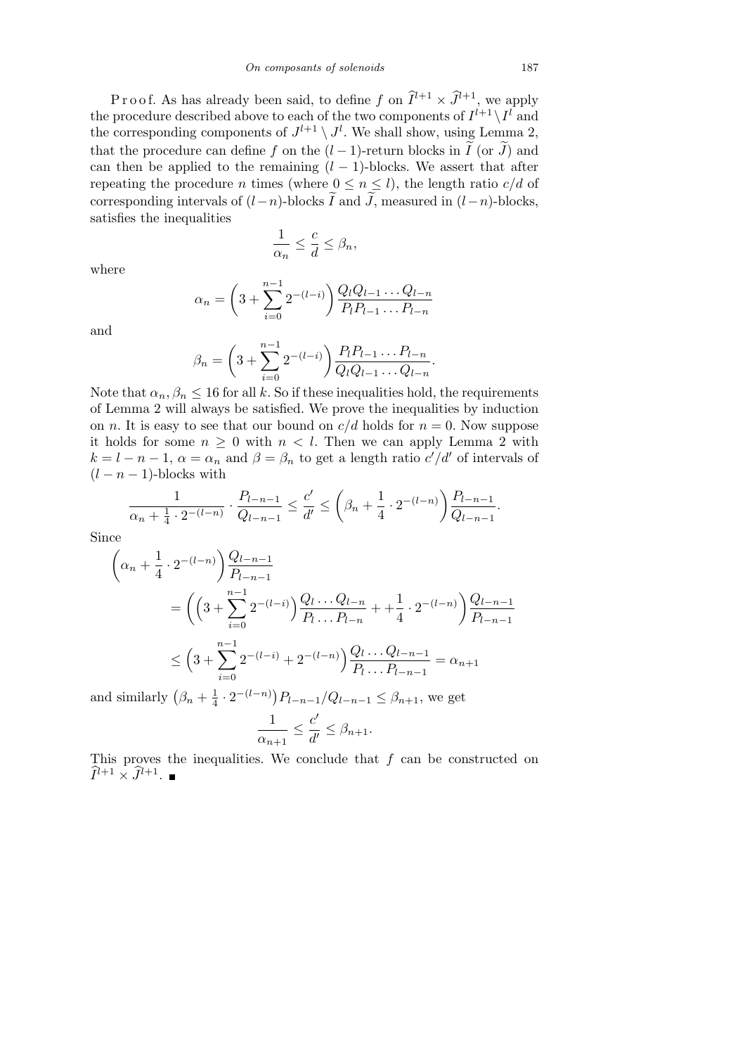P r o o f. As has already been said, to define $f$ on $\widehat{I}^{l+1} \times \widehat{J}^{l+1}$, we apply the procedure described above to each of the two components of $I^{l+1} \setminus I^l$ and the corresponding components of $J^{l+1} \setminus J^l$. We shall show, using Lemma 2, that the procedure can define $f$ on the $(l-1)$-return blocks in $\widetilde{I}$ (or $\widetilde{J}$) and can then be applied to the remaining $(l-1)$-blocks. We assert that after repeating the procedure $n$ times (where $0 \le n \le l$), the length ratio $c/d$ of corresponding intervals of $(l-n)$-blocks $\widetilde{I}$ and $\widetilde{J}$, measured in $(l-n)$-blocks, satisfies the inequalities

$$\frac{1}{\alpha_n} \le \frac{c}{d} \le \beta_n,$$

where

$$\alpha_n = \left(3 + \sum_{i=0}^{n-1} 2^{-(l-i)}\right) \frac{Q_l Q_{l-1} \dots Q_{l-n}}{P_l P_{l-1} \dots P_{l-n}}$$

and

$$\beta_n = \left(3 + \sum_{i=0}^{n-1} 2^{-(l-i)}\right) \frac{P_l P_{l-1} \dots P_{l-n}}{Q_l Q_{l-1} \dots Q_{l-n}}.$$

Note that $\alpha_n, \beta_n \le 16$ for all $k$. So if these inequalities hold, the requirements of Lemma 2 will always be satisfied. We prove the inequalities by induction on $n$. It is easy to see that our bound on $c/d$ holds for $n = 0$. Now suppose it holds for some $n \ge 0$ with $n < l$. Then we can apply Lemma 2 with $k = l - n - 1$, $\alpha = \alpha_n$ and $\beta = \beta_n$ to get a length ratio $c'/d'$ of intervals of $(l-n-1)$-blocks with

$$\frac{1}{\alpha_n + \frac{1}{4} \cdot 2^{-(l-n)}} \cdot \frac{P_{l-n-1}}{Q_{l-n-1}} \le \frac{c'}{d'} \le \left(\beta_n + \frac{1}{4} \cdot 2^{-(l-n)}\right) \frac{P_{l-n-1}}{Q_{l-n-1}}.$$

Since

$$\begin{aligned}
\left(\alpha_n + \frac{1}{4} \cdot 2^{-(l-n)}\right) & \frac{Q_{l-n-1}}{P_{l-n-1}} \\
&= \left(\left(3 + \sum_{i=0}^{n-1} 2^{-(l-i)}\right) \frac{Q_l \dots Q_{l-n}}{P_l \dots P_{l-n}} + + \frac{1}{4} \cdot 2^{-(l-n)}\right) \frac{Q_{l-n-1}}{P_{l-n-1}} \\
&\le \left(3 + \sum_{i=0}^{n-1} 2^{-(l-i)} + 2^{-(l-n)}\right) \frac{Q_l \dots Q_{l-n-1}}{P_l \dots P_{l-n-1}} = \alpha_{n+1}
\end{aligned}$$

and similarly $\left(\beta_n + \frac{1}{4} \cdot 2^{-(l-n)}\right) P_{l-n-1}/Q_{l-n-1} \le \beta_{n+1}$, we get

$$\frac{1}{\alpha_{n+1}} \le \frac{c'}{d'} \le \beta_{n+1}.$$

This proves the inequalities. We conclude that $f$ can be constructed on $\widehat{I}^{l+1} \times \widehat{J}^{l+1}$. ∎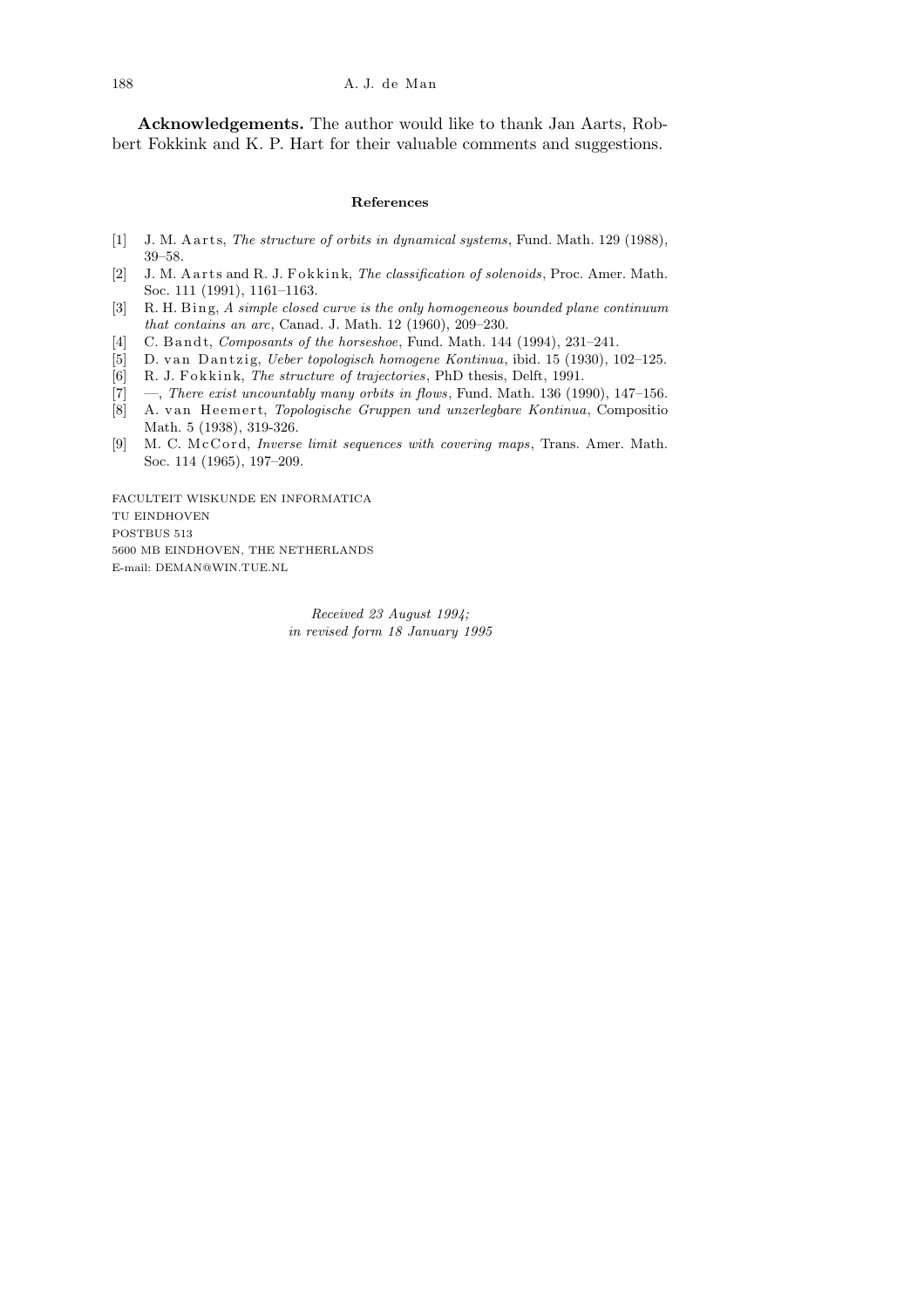**Acknowledgements.** The author would like to thank Jan Aarts, Robbert Fokkink and K. P. Hart for their valuable comments and suggestions.

## References

[1] J. M. Aarts, *The structure of orbits in dynamical systems*, Fund. Math. 129 (1988), 39–58.

[2] J. M. Aarts and R. J. Fokkink, *The classification of solenoids*, Proc. Amer. Math. Soc. 111 (1991), 1161–1163.

[3] R. H. Bing, *A simple closed curve is the only homogeneous bounded plane continuum that contains an arc*, Canad. J. Math. 12 (1960), 209–230.

[4] C. Bandt, *Composants of the horseshoe*, Fund. Math. 144 (1994), 231–241.

[5] D. van Dantzig, *Ueber topologisch homogene Kontinua*, ibid. 15 (1930), 102–125.

[6] R. J. Fokkink, *The structure of trajectories*, PhD thesis, Delft, 1991.

[7] —, *There exist uncountably many orbits in flows*, Fund. Math. 136 (1990), 147–156.

[8] A. van Heemert, *Topologische Gruppen und unzerlegbare Kontinua*, Compositio Math. 5 (1938), 319-326.

[9] M. C. McCord, *Inverse limit sequences with covering maps*, Trans. Amer. Math. Soc. 114 (1965), 197–209.

FACULTEIT WISKUNDE EN INFORMATICA
TU EINDHOVEN
POSTBUS 513
5600 MB EINDHOVEN, THE NETHERLANDS
E-mail: DEMAN@WIN.TUE.NL

*Received 23 August 1994;*
*in revised form 18 January 1995*